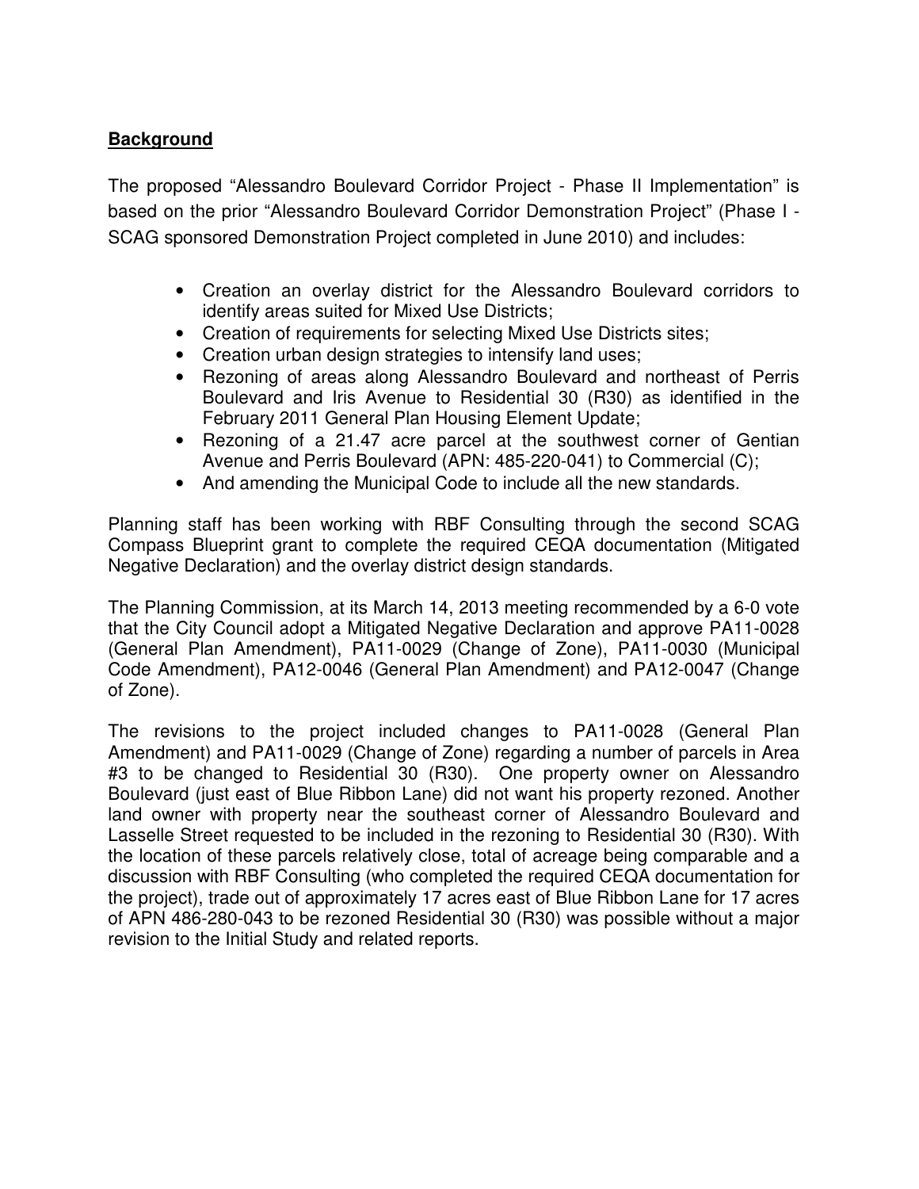## Background

The proposed "Alessandro Boulevard Corridor Project - Phase II Implementation" is based on the prior "Alessandro Boulevard Corridor Demonstration Project" (Phase I - SCAG sponsored Demonstration Project completed in June 2010) and includes:

- Creation an overlay district for the Alessandro Boulevard corridors to identify areas suited for Mixed Use Districts;
- Creation of requirements for selecting Mixed Use Districts sites;
- Creation urban design strategies to intensify land uses;
- Rezoning of areas along Alessandro Boulevard and northeast of Perris Boulevard and Iris Avenue to Residential 30 (R30) as identified in the February 2011 General Plan Housing Element Update;
- Rezoning of a 21.47 acre parcel at the southwest corner of Gentian Avenue and Perris Boulevard (APN: 485-220-041) to Commercial (C);
- And amending the Municipal Code to include all the new standards.

Planning staff has been working with RBF Consulting through the second SCAG Compass Blueprint grant to complete the required CEQA documentation (Mitigated Negative Declaration) and the overlay district design standards.

The Planning Commission, at its March 14, 2013 meeting recommended by a 6-0 vote that the City Council adopt a Mitigated Negative Declaration and approve PA11-0028 (General Plan Amendment), PA11-0029 (Change of Zone), PA11-0030 (Municipal Code Amendment), PA12-0046 (General Plan Amendment) and PA12-0047 (Change of Zone).

The revisions to the project included changes to PA11-0028 (General Plan Amendment) and PA11-0029 (Change of Zone) regarding a number of parcels in Area #3 to be changed to Residential 30 (R30). One property owner on Alessandro Boulevard (just east of Blue Ribbon Lane) did not want his property rezoned. Another land owner with property near the southeast corner of Alessandro Boulevard and Lasselle Street requested to be included in the rezoning to Residential 30 (R30). With the location of these parcels relatively close, total of acreage being comparable and a discussion with RBF Consulting (who completed the required CEQA documentation for the project), trade out of approximately 17 acres east of Blue Ribbon Lane for 17 acres of APN 486-280-043 to be rezoned Residential 30 (R30) was possible without a major revision to the Initial Study and related reports.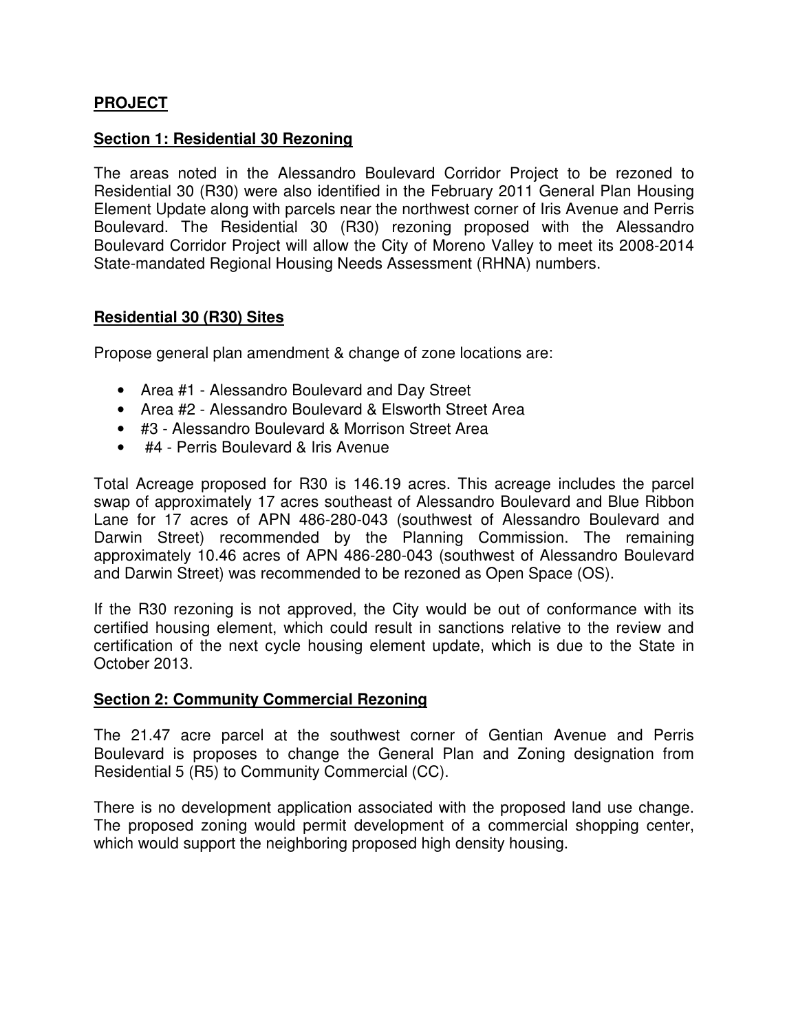**PROJECT**

**Section 1: Residential 30 Rezoning**

The areas noted in the Alessandro Boulevard Corridor Project to be rezoned to Residential 30 (R30) were also identified in the February 2011 General Plan Housing Element Update along with parcels near the northwest corner of Iris Avenue and Perris Boulevard. The Residential 30 (R30) rezoning proposed with the Alessandro Boulevard Corridor Project will allow the City of Moreno Valley to meet its 2008-2014 State-mandated Regional Housing Needs Assessment (RHNA) numbers.

**Residential 30 (R30) Sites**

Propose general plan amendment & change of zone locations are:

- Area #1 - Alessandro Boulevard and Day Street
- Area #2 - Alessandro Boulevard & Elsworth Street Area
- #3 - Alessandro Boulevard & Morrison Street Area
- #4 - Perris Boulevard & Iris Avenue

Total Acreage proposed for R30 is 146.19 acres. This acreage includes the parcel swap of approximately 17 acres southeast of Alessandro Boulevard and Blue Ribbon Lane for 17 acres of APN 486-280-043 (southwest of Alessandro Boulevard and Darwin Street) recommended by the Planning Commission. The remaining approximately 10.46 acres of APN 486-280-043 (southwest of Alessandro Boulevard and Darwin Street) was recommended to be rezoned as Open Space (OS).

If the R30 rezoning is not approved, the City would be out of conformance with its certified housing element, which could result in sanctions relative to the review and certification of the next cycle housing element update, which is due to the State in October 2013.

**Section 2: Community Commercial Rezoning**

The 21.47 acre parcel at the southwest corner of Gentian Avenue and Perris Boulevard is proposes to change the General Plan and Zoning designation from Residential 5 (R5) to Community Commercial (CC).

There is no development application associated with the proposed land use change. The proposed zoning would permit development of a commercial shopping center, which would support the neighboring proposed high density housing.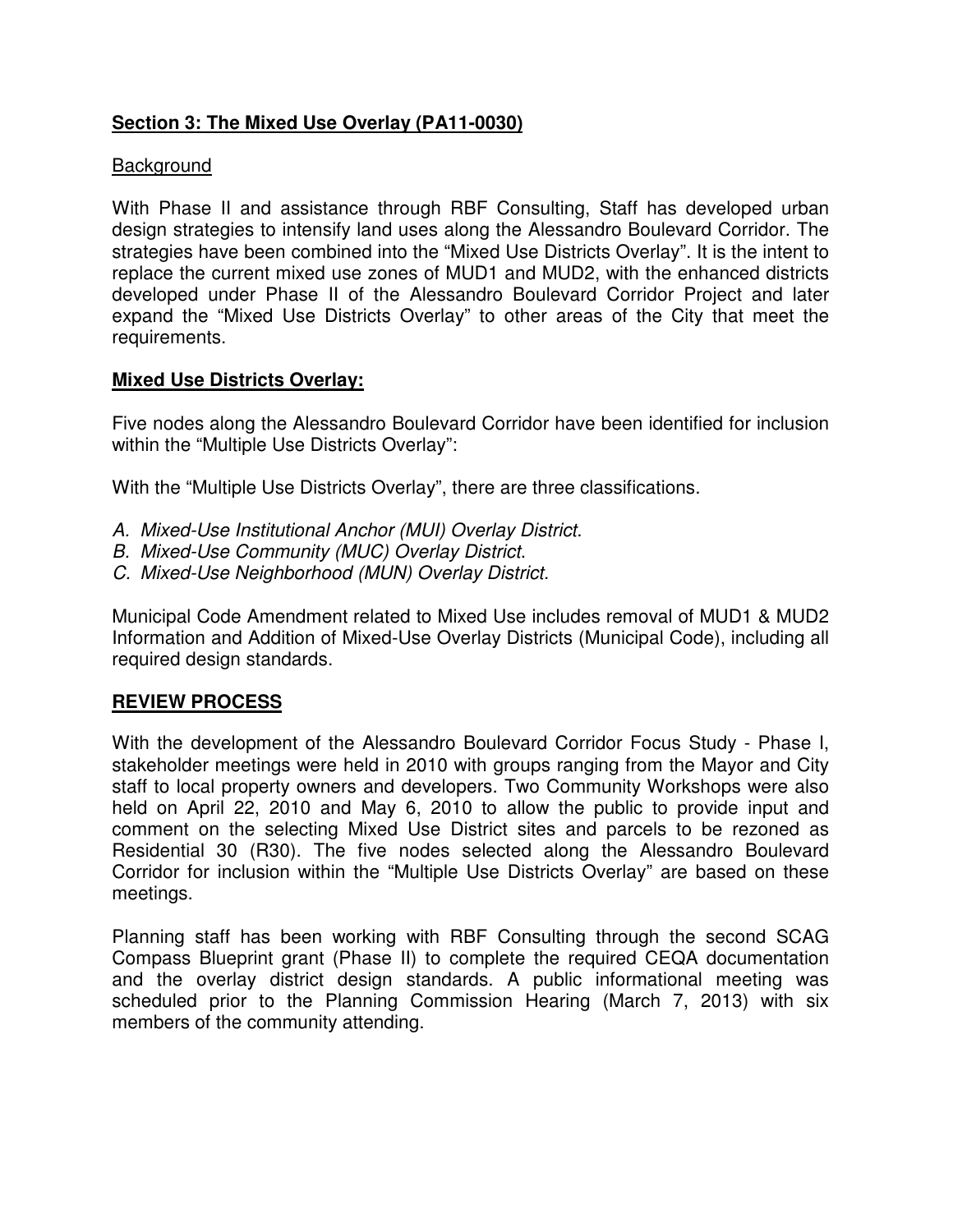## **Section 3: The Mixed Use Overlay (PA11-0030)**

Background

With Phase II and assistance through RBF Consulting, Staff has developed urban design strategies to intensify land uses along the Alessandro Boulevard Corridor. The strategies have been combined into the "Mixed Use Districts Overlay". It is the intent to replace the current mixed use zones of MUD1 and MUD2, with the enhanced districts developed under Phase II of the Alessandro Boulevard Corridor Project and later expand the "Mixed Use Districts Overlay" to other areas of the City that meet the requirements.

### **Mixed Use Districts Overlay:**

Five nodes along the Alessandro Boulevard Corridor have been identified for inclusion within the "Multiple Use Districts Overlay":

With the "Multiple Use Districts Overlay", there are three classifications.

*A. Mixed-Use Institutional Anchor (MUI) Overlay District.*
*B. Mixed-Use Community (MUC) Overlay District.*
*C. Mixed-Use Neighborhood (MUN) Overlay District.*

Municipal Code Amendment related to Mixed Use includes removal of MUD1 & MUD2 Information and Addition of Mixed-Use Overlay Districts (Municipal Code), including all required design standards.

### **REVIEW PROCESS**

With the development of the Alessandro Boulevard Corridor Focus Study - Phase I, stakeholder meetings were held in 2010 with groups ranging from the Mayor and City staff to local property owners and developers. Two Community Workshops were also held on April 22, 2010 and May 6, 2010 to allow the public to provide input and comment on the selecting Mixed Use District sites and parcels to be rezoned as Residential 30 (R30). The five nodes selected along the Alessandro Boulevard Corridor for inclusion within the "Multiple Use Districts Overlay" are based on these meetings.

Planning staff has been working with RBF Consulting through the second SCAG Compass Blueprint grant (Phase II) to complete the required CEQA documentation and the overlay district design standards. A public informational meeting was scheduled prior to the Planning Commission Hearing (March 7, 2013) with six members of the community attending.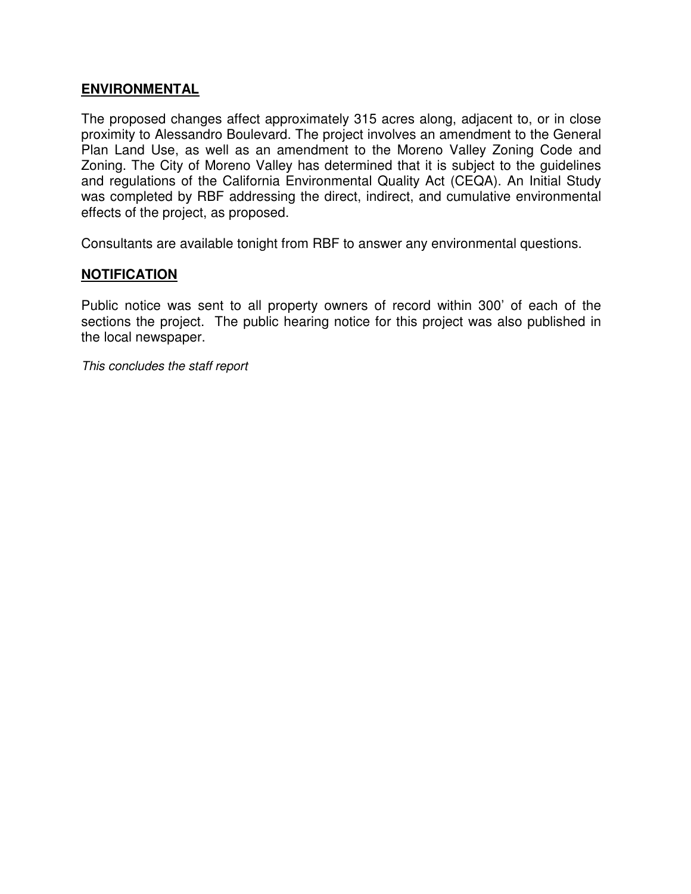## ENVIRONMENTAL

The proposed changes affect approximately 315 acres along, adjacent to, or in close proximity to Alessandro Boulevard. The project involves an amendment to the General Plan Land Use, as well as an amendment to the Moreno Valley Zoning Code and Zoning. The City of Moreno Valley has determined that it is subject to the guidelines and regulations of the California Environmental Quality Act (CEQA). An Initial Study was completed by RBF addressing the direct, indirect, and cumulative environmental effects of the project, as proposed.

Consultants are available tonight from RBF to answer any environmental questions.

## NOTIFICATION

Public notice was sent to all property owners of record within 300' of each of the sections the project. The public hearing notice for this project was also published in the local newspaper.

*This concludes the staff report*